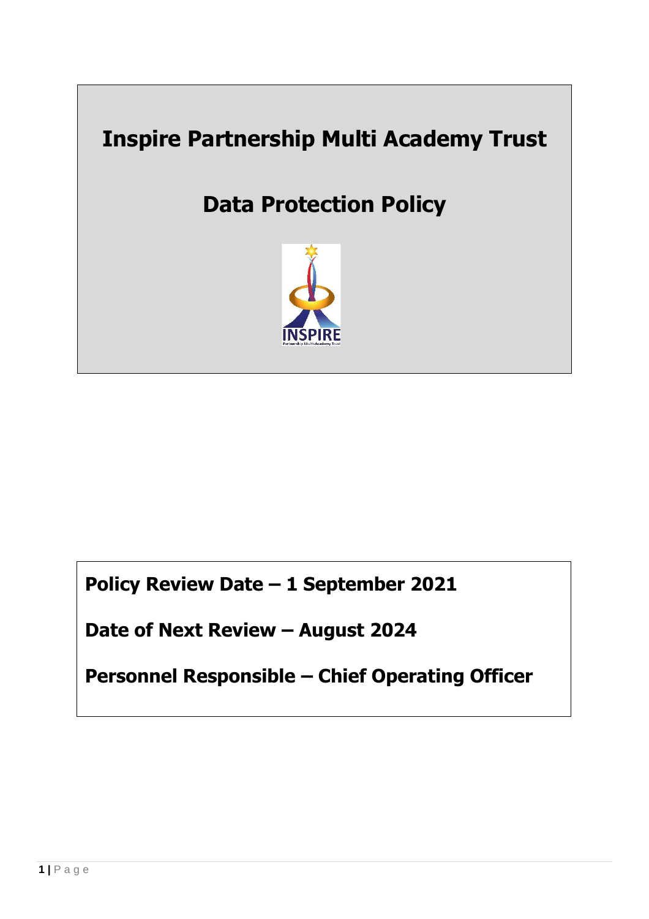# Inspire Partnership Multi Academy Trust

# Data Protection Policy

**Policy Review Date – 1 September 2021**

**Date of Next Review – August 2024**

**Personnel Responsible – Chief Operating Officer**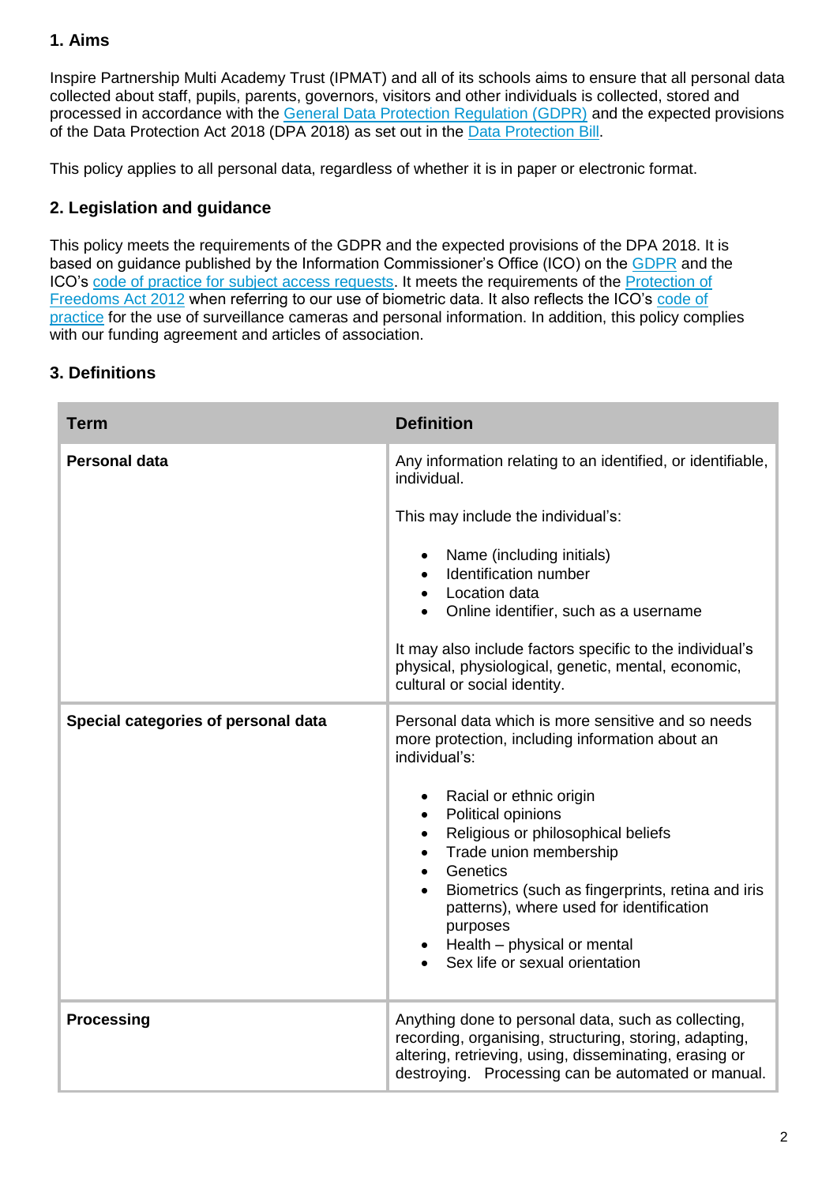## 1. Aims

Inspire Partnership Multi Academy Trust (IPMAT) and all of its schools aims to ensure that all personal data collected about staff, pupils, parents, governors, visitors and other individuals is collected, stored and processed in accordance with the General Data Protection Regulation (GDPR) and the expected provisions of the Data Protection Act 2018 (DPA 2018) as set out in the Data Protection Bill.

This policy applies to all personal data, regardless of whether it is in paper or electronic format.

## 2. Legislation and guidance

This policy meets the requirements of the GDPR and the expected provisions of the DPA 2018. It is based on guidance published by the Information Commissioner's Office (ICO) on the GDPR and the ICO's code of practice for subject access requests. It meets the requirements of the Protection of Freedoms Act 2012 when referring to our use of biometric data. It also reflects the ICO's code of practice for the use of surveillance cameras and personal information. In addition, this policy complies with our funding agreement and articles of association.

## 3. Definitions

| Term | Definition |
|---|---|
| **Personal data** | Any information relating to an identified, or identifiable, individual.<br><br>This may include the individual's:<br><br>• Name (including initials)<br>• Identification number<br>• Location data<br>• Online identifier, such as a username<br><br>It may also include factors specific to the individual's physical, physiological, genetic, mental, economic, cultural or social identity. |
| **Special categories of personal data** | Personal data which is more sensitive and so needs more protection, including information about an individual's:<br><br>• Racial or ethnic origin<br>• Political opinions<br>• Religious or philosophical beliefs<br>• Trade union membership<br>• Genetics<br>• Biometrics (such as fingerprints, retina and iris patterns), where used for identification purposes<br>• Health – physical or mental<br>• Sex life or sexual orientation |
| **Processing** | Anything done to personal data, such as collecting, recording, organising, structuring, storing, adapting, altering, retrieving, using, disseminating, erasing or destroying. Processing can be automated or manual. |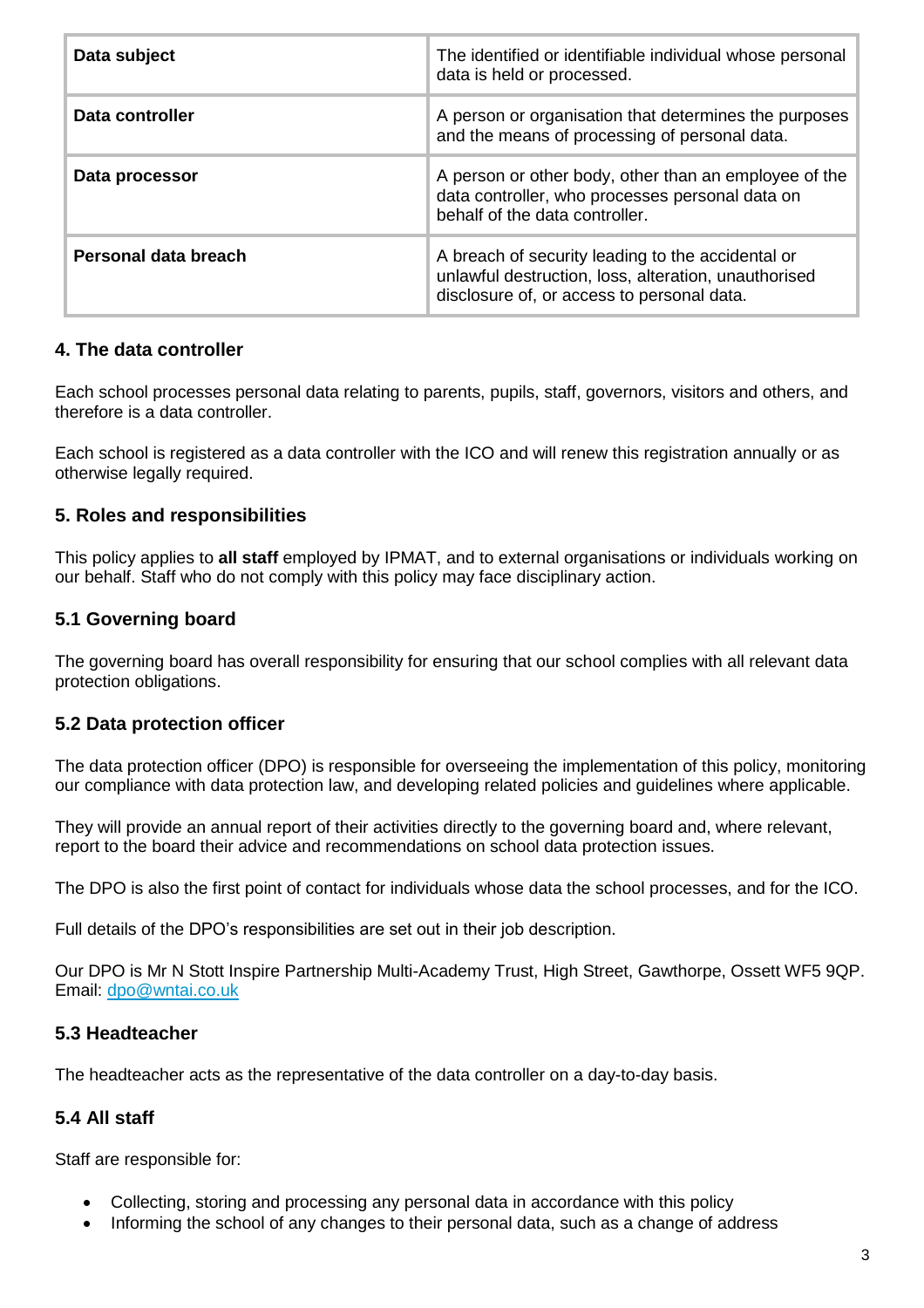| | |
|---|---|
| **Data subject** | The identified or identifiable individual whose personal data is held or processed. |
| **Data controller** | A person or organisation that determines the purposes and the means of processing of personal data. |
| **Data processor** | A person or other body, other than an employee of the data controller, who processes personal data on behalf of the data controller. |
| **Personal data breach** | A breach of security leading to the accidental or unlawful destruction, loss, alteration, unauthorised disclosure of, or access to personal data. |

## 4. The data controller

Each school processes personal data relating to parents, pupils, staff, governors, visitors and others, and therefore is a data controller.

Each school is registered as a data controller with the ICO and will renew this registration annually or as otherwise legally required.

## 5. Roles and responsibilities

This policy applies to **all staff** employed by IPMAT, and to external organisations or individuals working on our behalf. Staff who do not comply with this policy may face disciplinary action.

### 5.1 Governing board

The governing board has overall responsibility for ensuring that our school complies with all relevant data protection obligations.

### 5.2 Data protection officer

The data protection officer (DPO) is responsible for overseeing the implementation of this policy, monitoring our compliance with data protection law, and developing related policies and guidelines where applicable.

They will provide an annual report of their activities directly to the governing board and, where relevant, report to the board their advice and recommendations on school data protection issues.

The DPO is also the first point of contact for individuals whose data the school processes, and for the ICO.

Full details of the DPO's responsibilities are set out in their job description.

Our DPO is Mr N Stott Inspire Partnership Multi-Academy Trust, High Street, Gawthorpe, Ossett WF5 9QP. Email: dpo@wntai.co.uk

### 5.3 Headteacher

The headteacher acts as the representative of the data controller on a day-to-day basis.

### 5.4 All staff

Staff are responsible for:

- Collecting, storing and processing any personal data in accordance with this policy
- Informing the school of any changes to their personal data, such as a change of address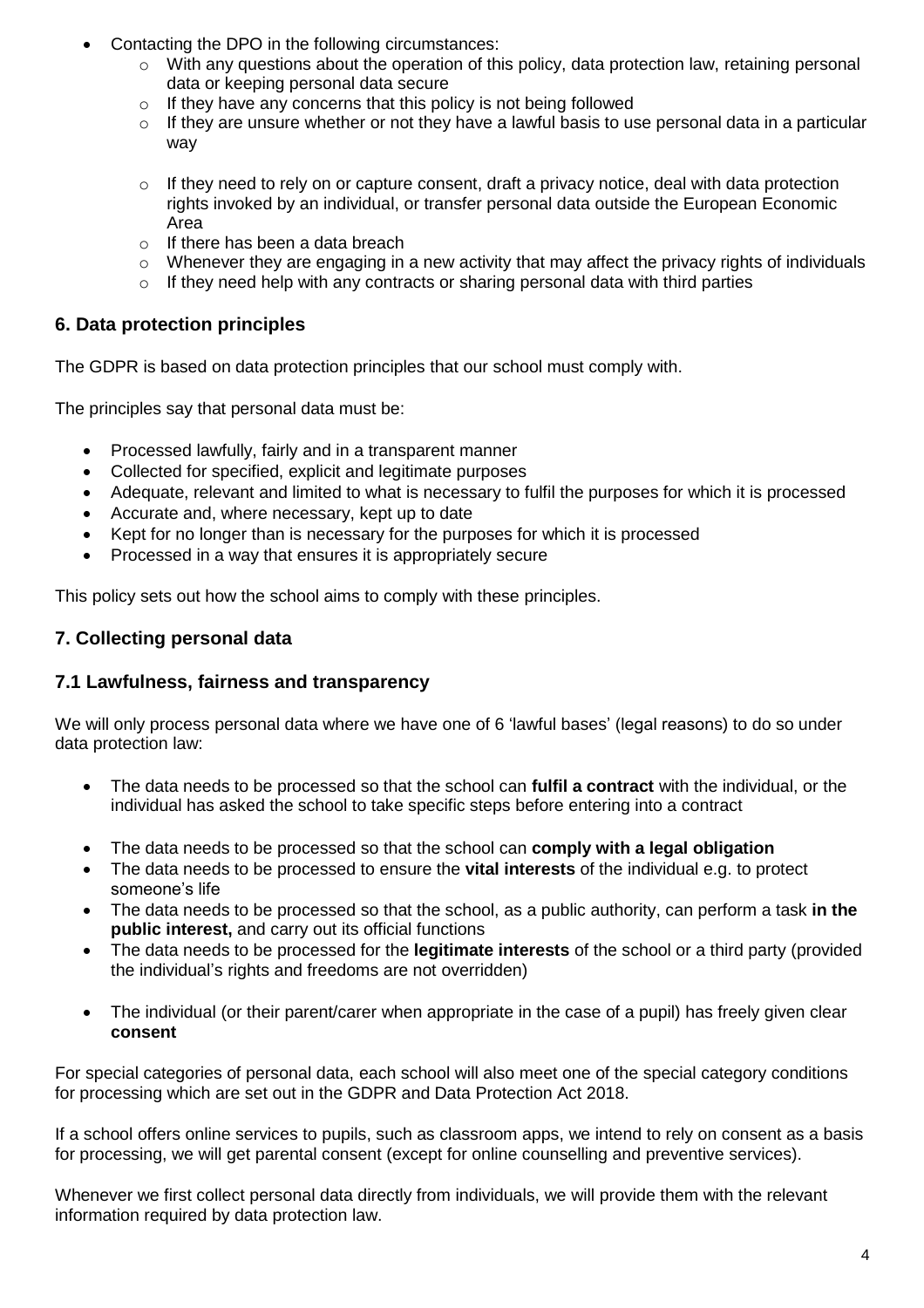- Contacting the DPO in the following circumstances:
  - With any questions about the operation of this policy, data protection law, retaining personal data or keeping personal data secure
  - If they have any concerns that this policy is not being followed
  - If they are unsure whether or not they have a lawful basis to use personal data in a particular way
  - If they need to rely on or capture consent, draft a privacy notice, deal with data protection rights invoked by an individual, or transfer personal data outside the European Economic Area
  - If there has been a data breach
  - Whenever they are engaging in a new activity that may affect the privacy rights of individuals
  - If they need help with any contracts or sharing personal data with third parties

## 6. Data protection principles

The GDPR is based on data protection principles that our school must comply with.

The principles say that personal data must be:

- Processed lawfully, fairly and in a transparent manner
- Collected for specified, explicit and legitimate purposes
- Adequate, relevant and limited to what is necessary to fulfil the purposes for which it is processed
- Accurate and, where necessary, kept up to date
- Kept for no longer than is necessary for the purposes for which it is processed
- Processed in a way that ensures it is appropriately secure

This policy sets out how the school aims to comply with these principles.

## 7. Collecting personal data

### 7.1 Lawfulness, fairness and transparency

We will only process personal data where we have one of 6 'lawful bases' (legal reasons) to do so under data protection law:

- The data needs to be processed so that the school can **fulfil a contract** with the individual, or the individual has asked the school to take specific steps before entering into a contract
- The data needs to be processed so that the school can **comply with a legal obligation**
- The data needs to be processed to ensure the **vital interests** of the individual e.g. to protect someone's life
- The data needs to be processed so that the school, as a public authority, can perform a task **in the public interest,** and carry out its official functions
- The data needs to be processed for the **legitimate interests** of the school or a third party (provided the individual's rights and freedoms are not overridden)
- The individual (or their parent/carer when appropriate in the case of a pupil) has freely given clear **consent**

For special categories of personal data, each school will also meet one of the special category conditions for processing which are set out in the GDPR and Data Protection Act 2018.

If a school offers online services to pupils, such as classroom apps, we intend to rely on consent as a basis for processing, we will get parental consent (except for online counselling and preventive services).

Whenever we first collect personal data directly from individuals, we will provide them with the relevant information required by data protection law.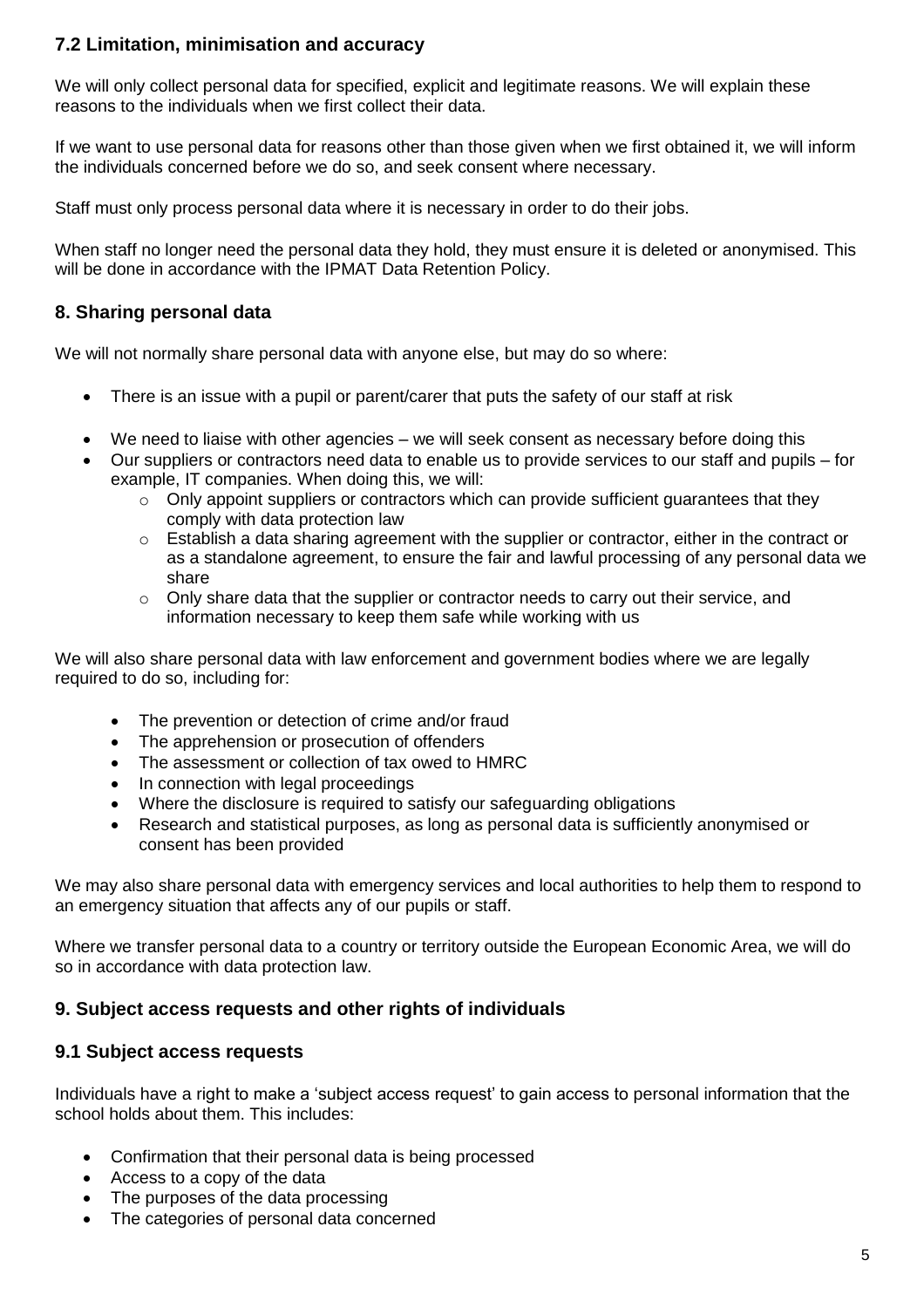### 7.2 Limitation, minimisation and accuracy

We will only collect personal data for specified, explicit and legitimate reasons. We will explain these reasons to the individuals when we first collect their data.

If we want to use personal data for reasons other than those given when we first obtained it, we will inform the individuals concerned before we do so, and seek consent where necessary.

Staff must only process personal data where it is necessary in order to do their jobs.

When staff no longer need the personal data they hold, they must ensure it is deleted or anonymised. This will be done in accordance with the IPMAT Data Retention Policy.

## 8. Sharing personal data

We will not normally share personal data with anyone else, but may do so where:

- There is an issue with a pupil or parent/carer that puts the safety of our staff at risk
- We need to liaise with other agencies – we will seek consent as necessary before doing this
- Our suppliers or contractors need data to enable us to provide services to our staff and pupils – for example, IT companies. When doing this, we will:
  - Only appoint suppliers or contractors which can provide sufficient guarantees that they comply with data protection law
  - Establish a data sharing agreement with the supplier or contractor, either in the contract or as a standalone agreement, to ensure the fair and lawful processing of any personal data we share
  - Only share data that the supplier or contractor needs to carry out their service, and information necessary to keep them safe while working with us

We will also share personal data with law enforcement and government bodies where we are legally required to do so, including for:

- The prevention or detection of crime and/or fraud
- The apprehension or prosecution of offenders
- The assessment or collection of tax owed to HMRC
- In connection with legal proceedings
- Where the disclosure is required to satisfy our safeguarding obligations
- Research and statistical purposes, as long as personal data is sufficiently anonymised or consent has been provided

We may also share personal data with emergency services and local authorities to help them to respond to an emergency situation that affects any of our pupils or staff.

Where we transfer personal data to a country or territory outside the European Economic Area, we will do so in accordance with data protection law.

## 9. Subject access requests and other rights of individuals

### 9.1 Subject access requests

Individuals have a right to make a 'subject access request' to gain access to personal information that the school holds about them. This includes:

- Confirmation that their personal data is being processed
- Access to a copy of the data
- The purposes of the data processing
- The categories of personal data concerned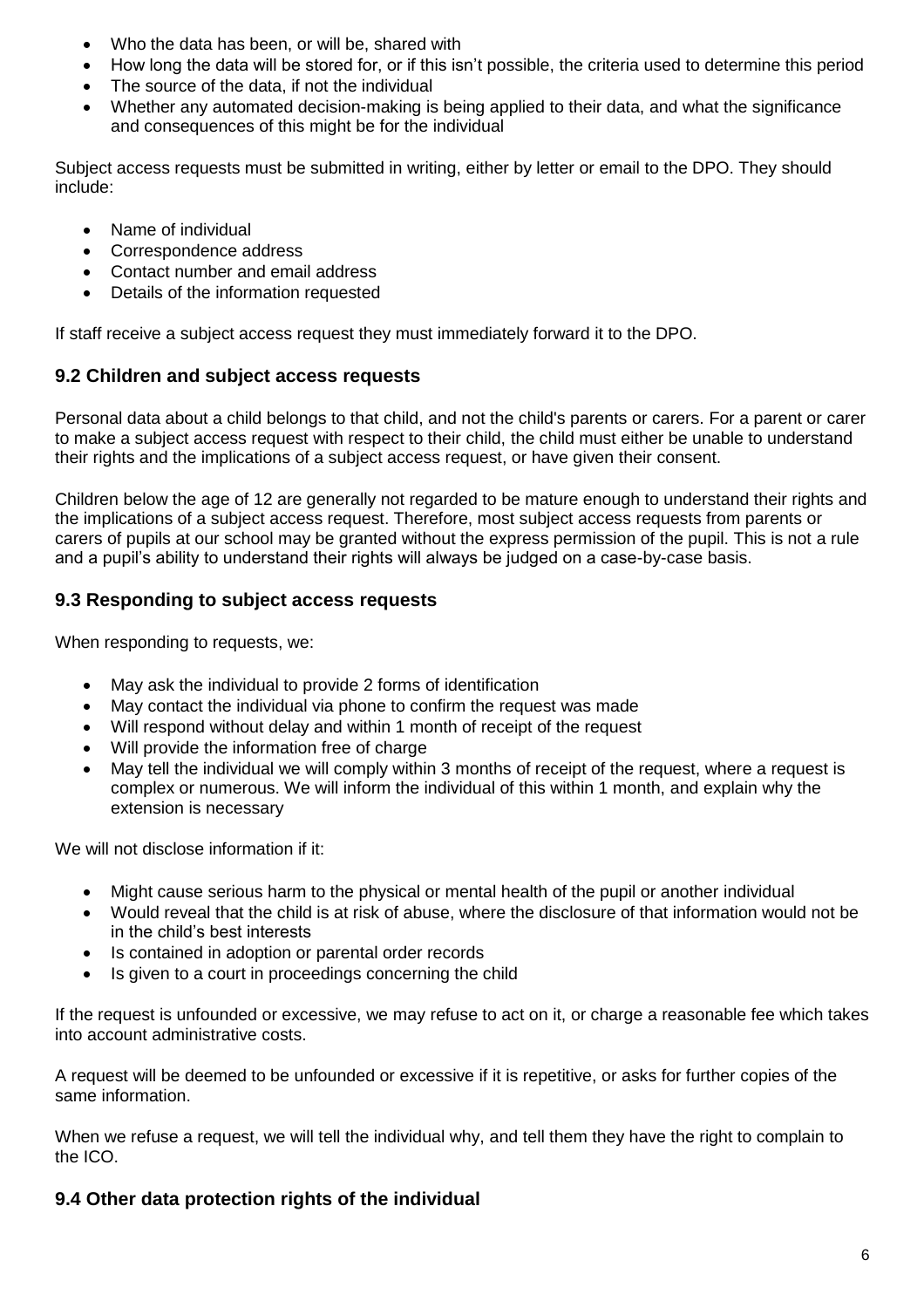- Who the data has been, or will be, shared with
- How long the data will be stored for, or if this isn't possible, the criteria used to determine this period
- The source of the data, if not the individual
- Whether any automated decision-making is being applied to their data, and what the significance and consequences of this might be for the individual

Subject access requests must be submitted in writing, either by letter or email to the DPO. They should include:

- Name of individual
- Correspondence address
- Contact number and email address
- Details of the information requested

If staff receive a subject access request they must immediately forward it to the DPO.

### 9.2 Children and subject access requests

Personal data about a child belongs to that child, and not the child's parents or carers. For a parent or carer to make a subject access request with respect to their child, the child must either be unable to understand their rights and the implications of a subject access request, or have given their consent.

Children below the age of 12 are generally not regarded to be mature enough to understand their rights and the implications of a subject access request. Therefore, most subject access requests from parents or carers of pupils at our school may be granted without the express permission of the pupil. This is not a rule and a pupil's ability to understand their rights will always be judged on a case-by-case basis.

### 9.3 Responding to subject access requests

When responding to requests, we:

- May ask the individual to provide 2 forms of identification
- May contact the individual via phone to confirm the request was made
- Will respond without delay and within 1 month of receipt of the request
- Will provide the information free of charge
- May tell the individual we will comply within 3 months of receipt of the request, where a request is complex or numerous. We will inform the individual of this within 1 month, and explain why the extension is necessary

We will not disclose information if it:

- Might cause serious harm to the physical or mental health of the pupil or another individual
- Would reveal that the child is at risk of abuse, where the disclosure of that information would not be in the child's best interests
- Is contained in adoption or parental order records
- Is given to a court in proceedings concerning the child

If the request is unfounded or excessive, we may refuse to act on it, or charge a reasonable fee which takes into account administrative costs.

A request will be deemed to be unfounded or excessive if it is repetitive, or asks for further copies of the same information.

When we refuse a request, we will tell the individual why, and tell them they have the right to complain to the ICO.

### 9.4 Other data protection rights of the individual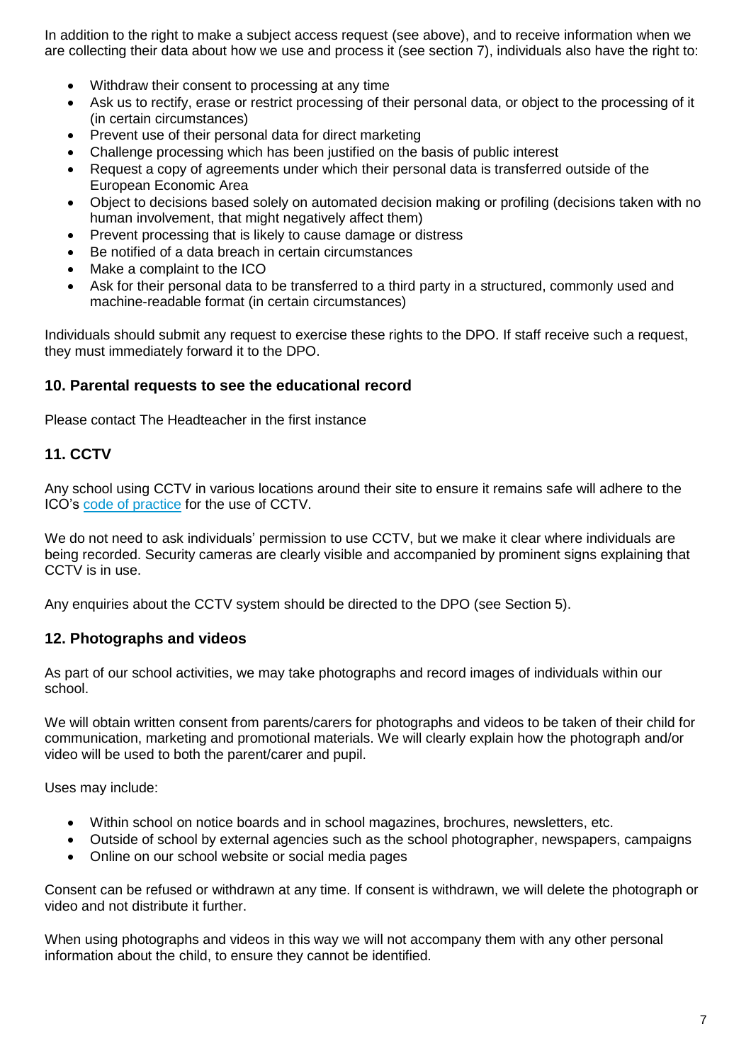In addition to the right to make a subject access request (see above), and to receive information when we are collecting their data about how we use and process it (see section 7), individuals also have the right to:

- Withdraw their consent to processing at any time
- Ask us to rectify, erase or restrict processing of their personal data, or object to the processing of it (in certain circumstances)
- Prevent use of their personal data for direct marketing
- Challenge processing which has been justified on the basis of public interest
- Request a copy of agreements under which their personal data is transferred outside of the European Economic Area
- Object to decisions based solely on automated decision making or profiling (decisions taken with no human involvement, that might negatively affect them)
- Prevent processing that is likely to cause damage or distress
- Be notified of a data breach in certain circumstances
- Make a complaint to the ICO
- Ask for their personal data to be transferred to a third party in a structured, commonly used and machine-readable format (in certain circumstances)

Individuals should submit any request to exercise these rights to the DPO. If staff receive such a request, they must immediately forward it to the DPO.

## 10. Parental requests to see the educational record

Please contact The Headteacher in the first instance

## 11. CCTV

Any school using CCTV in various locations around their site to ensure it remains safe will adhere to the ICO's code of practice for the use of CCTV.

We do not need to ask individuals' permission to use CCTV, but we make it clear where individuals are being recorded. Security cameras are clearly visible and accompanied by prominent signs explaining that CCTV is in use.

Any enquiries about the CCTV system should be directed to the DPO (see Section 5).

## 12. Photographs and videos

As part of our school activities, we may take photographs and record images of individuals within our school.

We will obtain written consent from parents/carers for photographs and videos to be taken of their child for communication, marketing and promotional materials. We will clearly explain how the photograph and/or video will be used to both the parent/carer and pupil.

Uses may include:

- Within school on notice boards and in school magazines, brochures, newsletters, etc.
- Outside of school by external agencies such as the school photographer, newspapers, campaigns
- Online on our school website or social media pages

Consent can be refused or withdrawn at any time. If consent is withdrawn, we will delete the photograph or video and not distribute it further.

When using photographs and videos in this way we will not accompany them with any other personal information about the child, to ensure they cannot be identified.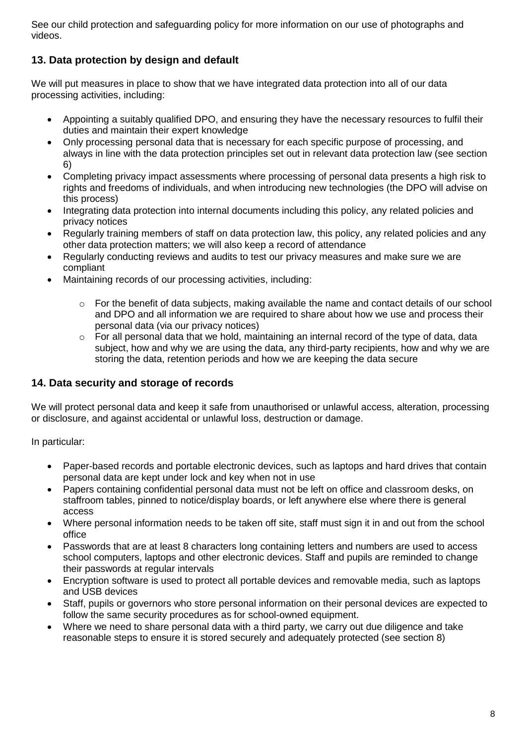See our child protection and safeguarding policy for more information on our use of photographs and videos.

## 13. Data protection by design and default

We will put measures in place to show that we have integrated data protection into all of our data processing activities, including:

- Appointing a suitably qualified DPO, and ensuring they have the necessary resources to fulfil their duties and maintain their expert knowledge
- Only processing personal data that is necessary for each specific purpose of processing, and always in line with the data protection principles set out in relevant data protection law (see section 6)
- Completing privacy impact assessments where processing of personal data presents a high risk to rights and freedoms of individuals, and when introducing new technologies (the DPO will advise on this process)
- Integrating data protection into internal documents including this policy, any related policies and privacy notices
- Regularly training members of staff on data protection law, this policy, any related policies and any other data protection matters; we will also keep a record of attendance
- Regularly conducting reviews and audits to test our privacy measures and make sure we are compliant
- Maintaining records of our processing activities, including:
    - For the benefit of data subjects, making available the name and contact details of our school and DPO and all information we are required to share about how we use and process their personal data (via our privacy notices)
    - For all personal data that we hold, maintaining an internal record of the type of data, data subject, how and why we are using the data, any third-party recipients, how and why we are storing the data, retention periods and how we are keeping the data secure

## 14. Data security and storage of records

We will protect personal data and keep it safe from unauthorised or unlawful access, alteration, processing or disclosure, and against accidental or unlawful loss, destruction or damage.

In particular:

- Paper-based records and portable electronic devices, such as laptops and hard drives that contain personal data are kept under lock and key when not in use
- Papers containing confidential personal data must not be left on office and classroom desks, on staffroom tables, pinned to notice/display boards, or left anywhere else where there is general access
- Where personal information needs to be taken off site, staff must sign it in and out from the school office
- Passwords that are at least 8 characters long containing letters and numbers are used to access school computers, laptops and other electronic devices. Staff and pupils are reminded to change their passwords at regular intervals
- Encryption software is used to protect all portable devices and removable media, such as laptops and USB devices
- Staff, pupils or governors who store personal information on their personal devices are expected to follow the same security procedures as for school-owned equipment.
- Where we need to share personal data with a third party, we carry out due diligence and take reasonable steps to ensure it is stored securely and adequately protected (see section 8)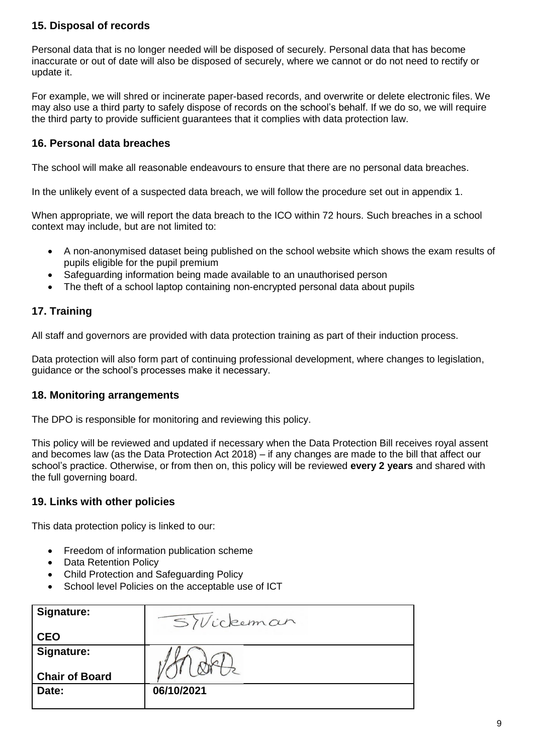## 15. Disposal of records

Personal data that is no longer needed will be disposed of securely. Personal data that has become inaccurate or out of date will also be disposed of securely, where we cannot or do not need to rectify or update it.

For example, we will shred or incinerate paper-based records, and overwrite or delete electronic files. We may also use a third party to safely dispose of records on the school's behalf. If we do so, we will require the third party to provide sufficient guarantees that it complies with data protection law.

## 16. Personal data breaches

The school will make all reasonable endeavours to ensure that there are no personal data breaches.

In the unlikely event of a suspected data breach, we will follow the procedure set out in appendix 1.

When appropriate, we will report the data breach to the ICO within 72 hours. Such breaches in a school context may include, but are not limited to:

- A non-anonymised dataset being published on the school website which shows the exam results of pupils eligible for the pupil premium
- Safeguarding information being made available to an unauthorised person
- The theft of a school laptop containing non-encrypted personal data about pupils

## 17. Training

All staff and governors are provided with data protection training as part of their induction process.

Data protection will also form part of continuing professional development, where changes to legislation, guidance or the school's processes make it necessary.

## 18. Monitoring arrangements

The DPO is responsible for monitoring and reviewing this policy.

This policy will be reviewed and updated if necessary when the Data Protection Bill receives royal assent and becomes law (as the Data Protection Act 2018) – if any changes are made to the bill that affect our school's practice. Otherwise, or from then on, this policy will be reviewed **every 2 years** and shared with the full governing board.

## 19. Links with other policies

This data protection policy is linked to our:

- Freedom of information publication scheme
- Data Retention Policy
- Child Protection and Safeguarding Policy
- School level Policies on the acceptable use of ICT

| | |
|---|---|
| **Signature:** **CEO** | S Vickeman |
| **Signature:** **Chair of Board** | |
| **Date:** | **06/10/2021** |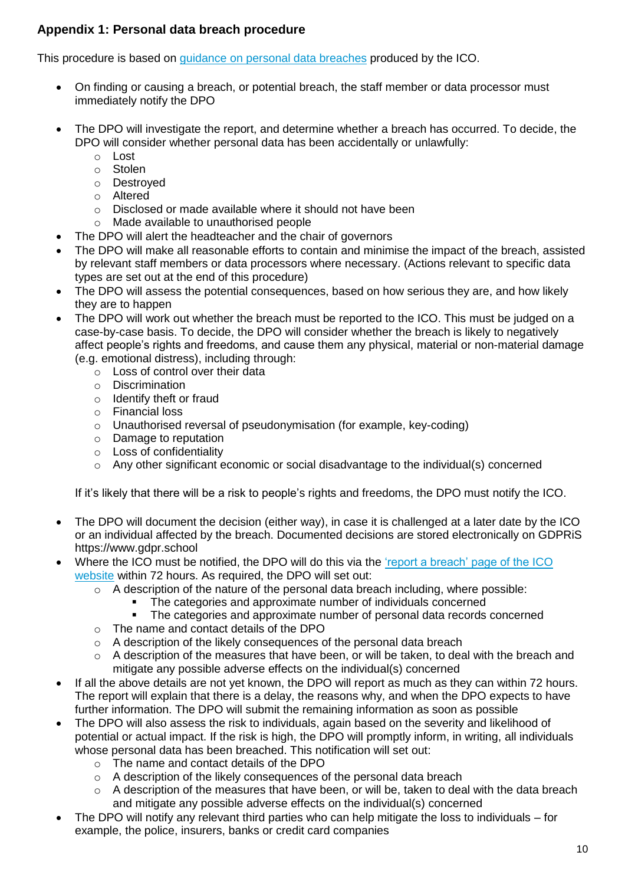### Appendix 1: Personal data breach procedure

This procedure is based on [guidance on personal data breaches](#) produced by the ICO.

- On finding or causing a breach, or potential breach, the staff member or data processor must immediately notify the DPO

- The DPO will investigate the report, and determine whether a breach has occurred. To decide, the DPO will consider whether personal data has been accidentally or unlawfully:
  - Lost
  - Stolen
  - Destroyed
  - Altered
  - Disclosed or made available where it should not have been
  - Made available to unauthorised people
- The DPO will alert the headteacher and the chair of governors
- The DPO will make all reasonable efforts to contain and minimise the impact of the breach, assisted by relevant staff members or data processors where necessary. (Actions relevant to specific data types are set out at the end of this procedure)
- The DPO will assess the potential consequences, based on how serious they are, and how likely they are to happen
- The DPO will work out whether the breach must be reported to the ICO. This must be judged on a case-by-case basis. To decide, the DPO will consider whether the breach is likely to negatively affect people's rights and freedoms, and cause them any physical, material or non-material damage (e.g. emotional distress), including through:
  - Loss of control over their data
  - Discrimination
  - Identify theft or fraud
  - Financial loss
  - Unauthorised reversal of pseudonymisation (for example, key-coding)
  - Damage to reputation
  - Loss of confidentiality
  - Any other significant economic or social disadvantage to the individual(s) concerned

  If it's likely that there will be a risk to people's rights and freedoms, the DPO must notify the ICO.

- The DPO will document the decision (either way), in case it is challenged at a later date by the ICO or an individual affected by the breach. Documented decisions are stored electronically on GDPRiS https://www.gdpr.school
- Where the ICO must be notified, the DPO will do this via the ['report a breach' page of the ICO website](#) within 72 hours. As required, the DPO will set out:
  - A description of the nature of the personal data breach including, where possible:
    - The categories and approximate number of individuals concerned
    - The categories and approximate number of personal data records concerned
  - The name and contact details of the DPO
  - A description of the likely consequences of the personal data breach
  - A description of the measures that have been, or will be taken, to deal with the breach and mitigate any possible adverse effects on the individual(s) concerned
- If all the above details are not yet known, the DPO will report as much as they can within 72 hours. The report will explain that there is a delay, the reasons why, and when the DPO expects to have further information. The DPO will submit the remaining information as soon as possible
- The DPO will also assess the risk to individuals, again based on the severity and likelihood of potential or actual impact. If the risk is high, the DPO will promptly inform, in writing, all individuals whose personal data has been breached. This notification will set out:
  - The name and contact details of the DPO
  - A description of the likely consequences of the personal data breach
  - A description of the measures that have been, or will be, taken to deal with the data breach and mitigate any possible adverse effects on the individual(s) concerned
- The DPO will notify any relevant third parties who can help mitigate the loss to individuals – for example, the police, insurers, banks or credit card companies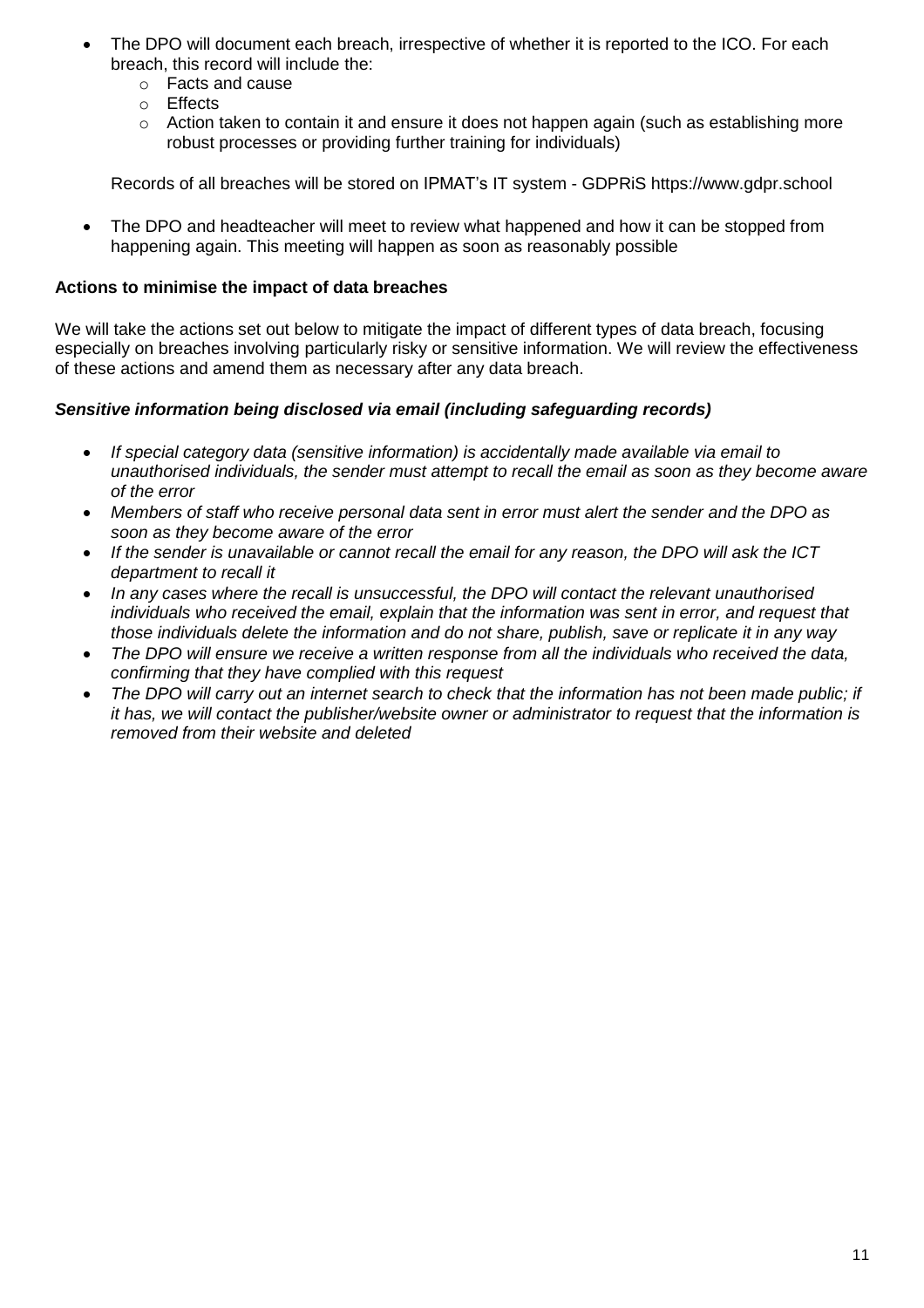- The DPO will document each breach, irrespective of whether it is reported to the ICO. For each breach, this record will include the:
    - Facts and cause
    - Effects
    - Action taken to contain it and ensure it does not happen again (such as establishing more robust processes or providing further training for individuals)

  Records of all breaches will be stored on IPMAT's IT system - GDPRiS https://www.gdpr.school

- The DPO and headteacher will meet to review what happened and how it can be stopped from happening again. This meeting will happen as soon as reasonably possible

**Actions to minimise the impact of data breaches**

We will take the actions set out below to mitigate the impact of different types of data breach, focusing especially on breaches involving particularly risky or sensitive information. We will review the effectiveness of these actions and amend them as necessary after any data breach.

***Sensitive information being disclosed via email (including safeguarding records)***

- *If special category data (sensitive information) is accidentally made available via email to unauthorised individuals, the sender must attempt to recall the email as soon as they become aware of the error*
- *Members of staff who receive personal data sent in error must alert the sender and the DPO as soon as they become aware of the error*
- *If the sender is unavailable or cannot recall the email for any reason, the DPO will ask the ICT department to recall it*
- *In any cases where the recall is unsuccessful, the DPO will contact the relevant unauthorised individuals who received the email, explain that the information was sent in error, and request that those individuals delete the information and do not share, publish, save or replicate it in any way*
- *The DPO will ensure we receive a written response from all the individuals who received the data, confirming that they have complied with this request*
- *The DPO will carry out an internet search to check that the information has not been made public; if it has, we will contact the publisher/website owner or administrator to request that the information is removed from their website and deleted*